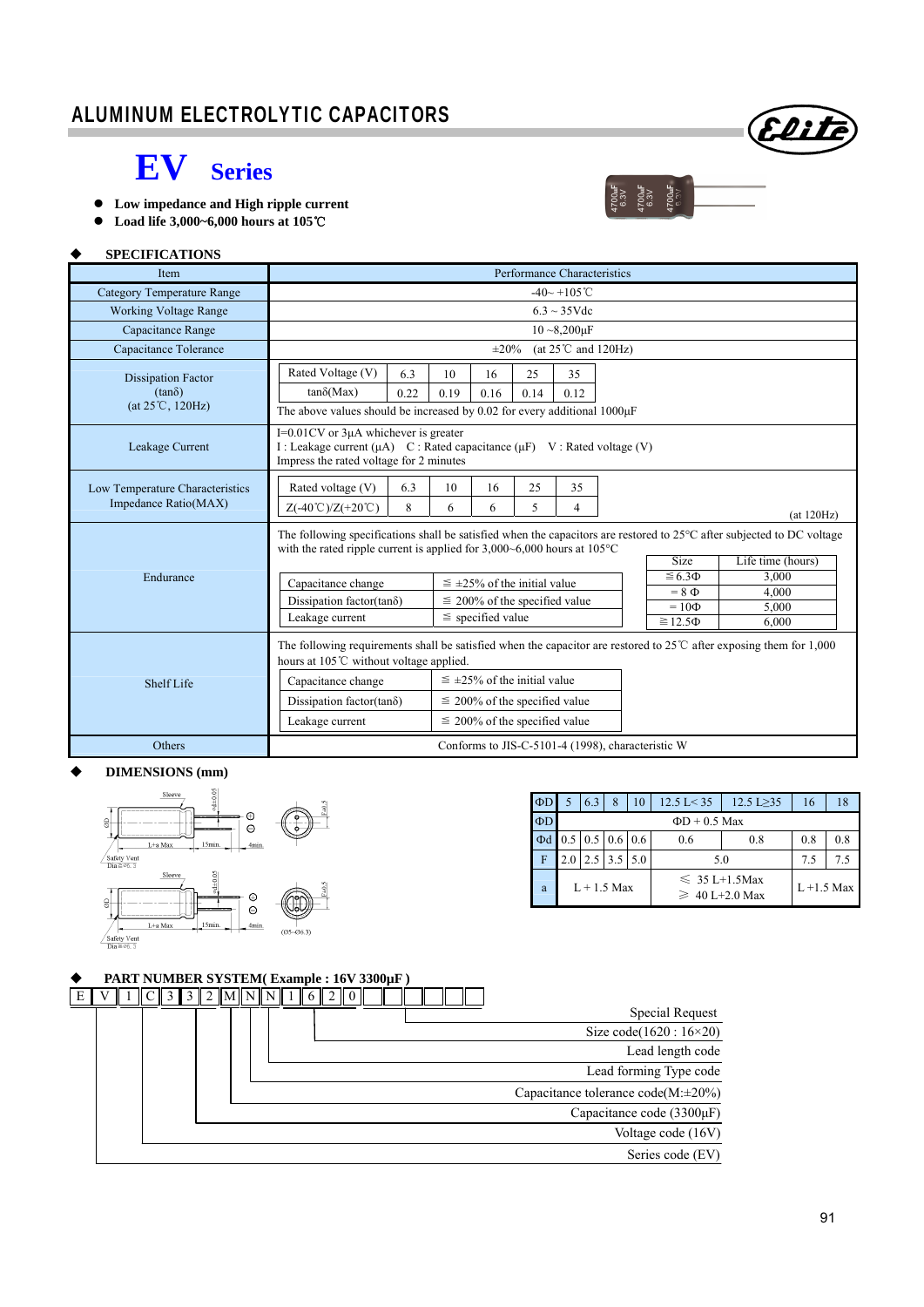# ALUMINUM ELECTROLYTIC CAPACITORS

## EV Series

- **Low impedance and High ripple current**
- **Load life 3,000~6,000 hours at 105℃**

### SPECIFICATIONS

| Item | Performance Characteristics |
|---|---|
| Category Temperature Range | -40~ +105℃ |
| Working Voltage Range | 6.3 ~ 35Vdc |
| Capacitance Range | 10 ~8,200µF |
| Capacitance Tolerance | ±20% (at 25℃ and 120Hz) |
| Dissipation Factor (tanδ) (at 25℃, 120Hz) | Rated Voltage (V): 6.3 / 10 / 16 / 25 / 35; tanδ(Max): 0.22 / 0.19 / 0.16 / 0.14 / 0.12. The above values should be increased by 0.02 for every additional 1000µF |
| Leakage Current | I=0.01CV or 3µA whichever is greater. I : Leakage current (µA) C : Rated capacitance (µF) V : Rated voltage (V). Impress the rated voltage for 2 minutes |
| Low Temperature Characteristics Impedance Ratio(MAX) | Rated voltage (V): 6.3 / 10 / 16 / 25 / 35; Z(-40℃)/Z(+20℃): 8 / 6 / 6 / 5 / 4 (at 120Hz) |
| Endurance | The following specifications shall be satisfied when the capacitors are restored to 25°C after subjected to DC voltage with the rated ripple current is applied for 3,000~6,000 hours at 105°C. Capacitance change: ≦ ±25% of the initial value; Dissipation factor(tanδ): ≦ 200% of the specified value; Leakage current: ≦ specified value. Size / Life time (hours): ≦6.3Φ 3,000; = 8 Φ 4,000; = 10Φ 5,000; ≧12.5Φ 6,000 |
| Shelf Life | The following requirements shall be satisfied when the capacitor are restored to 25℃ after exposing them for 1,000 hours at 105℃ without voltage applied. Capacitance change: ≦ ±25% of the initial value; Dissipation factor(tanδ): ≦ 200% of the specified value; Leakage current: ≦ 200% of the specified value |
| Others | Conforms to JIS-C-5101-4 (1998), characteristic W |

### DIMENSIONS (mm)

| ΦD | 5 | 6.3 | 8 | 10 | 12.5 L< 35 | 12.5 L≥35 | 16 | 18 |
|---|---|---|---|---|---|---|---|---|
| ΦD | ΦD + 0.5 Max | | | | | | | |
| Φd | 0.5 | 0.5 | 0.6 | 0.6 | 0.6 | 0.8 | 0.8 | 0.8 |
| F | 2.0 | 2.5 | 3.5 | 5.0 | 5.0 | | 7.5 | 7.5 |
| a | L + 1.5 Max | | | | ≤ 35 L+1.5Max; ≥ 40 L+2.0 Max | | L +1.5 Max | |

### PART NUMBER SYSTEM( Example : 16V 3300µF )

E V 1 C 3 3 2 M N N 1 6 2 0

- Special Request
- Size code(1620 : 16×20)
- Lead length code
- Lead forming Type code
- Capacitance tolerance code(M:±20%)
- Capacitance code (3300µF)
- Voltage code (16V)
- Series code (EV)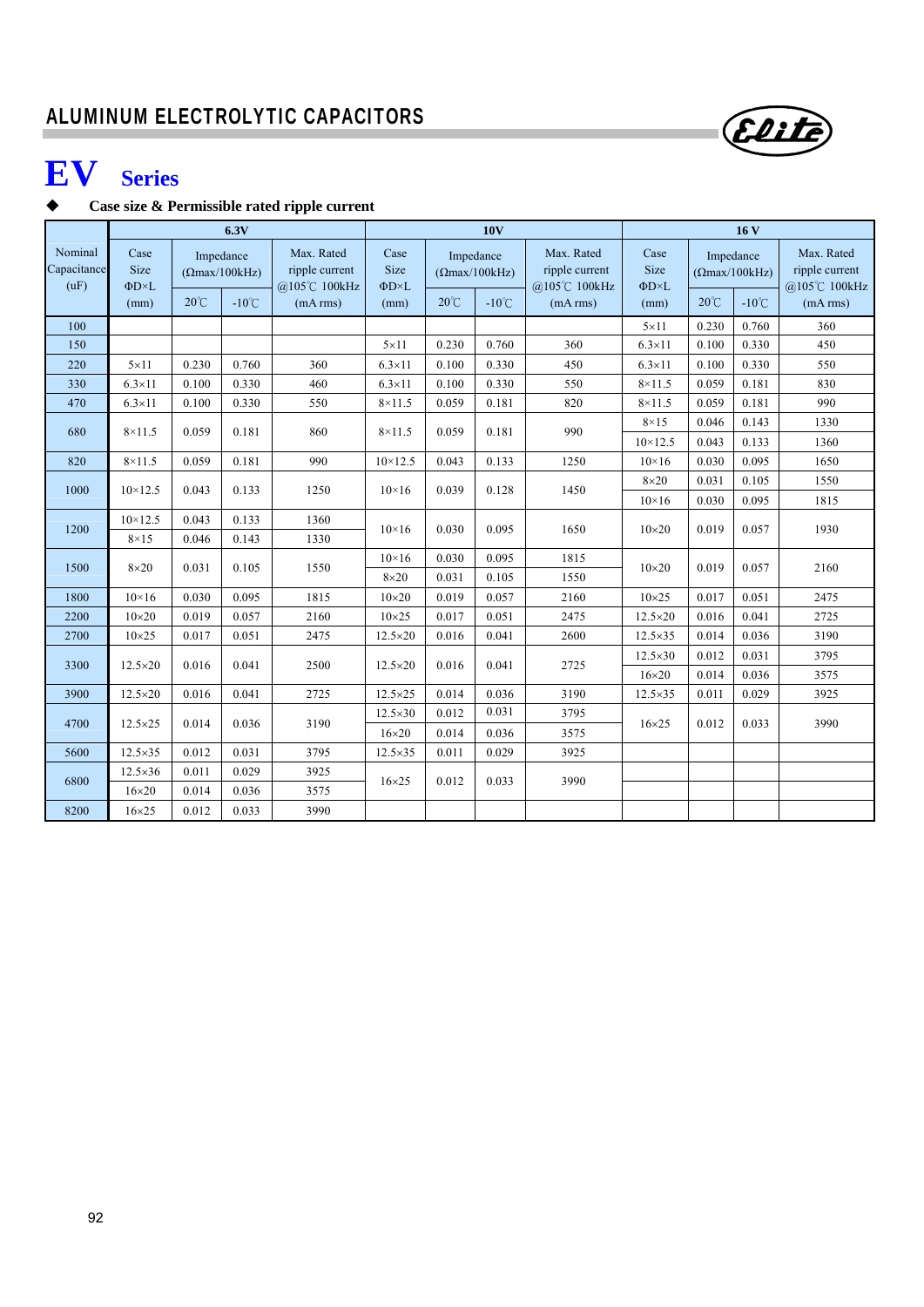## ALUMINUM ELECTROLYTIC CAPACITORS

# EV Series

◆ **Case size & Permissible rated ripple current**

| Nominal Capacitance (uF) | 6.3V | | | | 10V | | | | 16 V | | | |
|---|---|---|---|---|---|---|---|---|---|---|---|---|
| | Case Size ΦD×L (mm) | Impedance (Ωmax/100kHz) | | Max. Rated ripple current @105℃ 100kHz (mA rms) | Case Size ΦD×L (mm) | Impedance (Ωmax/100kHz) | | Max. Rated ripple current @105℃ 100kHz (mA rms) | Case Size ΦD×L (mm) | Impedance (Ωmax/100kHz) | | Max. Rated ripple current @105℃ 100kHz (mA rms) |
| | | 20℃ | -10℃ | | | 20℃ | -10℃ | | | 20℃ | -10℃ | |
| 100 | | | | | | | | | 5×11 | 0.230 | 0.760 | 360 |
| 150 | | | | | 5×11 | 0.230 | 0.760 | 360 | 6.3×11 | 0.100 | 0.330 | 450 |
| 220 | 5×11 | 0.230 | 0.760 | 360 | 6.3×11 | 0.100 | 0.330 | 450 | 6.3×11 | 0.100 | 0.330 | 550 |
| 330 | 6.3×11 | 0.100 | 0.330 | 460 | 6.3×11 | 0.100 | 0.330 | 550 | 8×11.5 | 0.059 | 0.181 | 830 |
| 470 | 6.3×11 | 0.100 | 0.330 | 550 | 8×11.5 | 0.059 | 0.181 | 820 | 8×11.5 | 0.059 | 0.181 | 990 |
| 680 | 8×11.5 | 0.059 | 0.181 | 860 | 8×11.5 | 0.059 | 0.181 | 990 | 8×15 | 0.046 | 0.143 | 1330 |
| | | | | | | | | | 10×12.5 | 0.043 | 0.133 | 1360 |
| 820 | 8×11.5 | 0.059 | 0.181 | 990 | 10×12.5 | 0.043 | 0.133 | 1250 | 10×16 | 0.030 | 0.095 | 1650 |
| 1000 | 10×12.5 | 0.043 | 0.133 | 1250 | 10×16 | 0.039 | 0.128 | 1450 | 8×20 | 0.031 | 0.105 | 1550 |
| | | | | | | | | | 10×16 | 0.030 | 0.095 | 1815 |
| 1200 | 10×12.5 | 0.043 | 0.133 | 1360 | 10×16 | 0.030 | 0.095 | 1650 | 10×20 | 0.019 | 0.057 | 1930 |
| | 8×15 | 0.046 | 0.143 | 1330 | | | | | | | | |
| 1500 | 8×20 | 0.031 | 0.105 | 1550 | 10×16 | 0.030 | 0.095 | 1815 | 10×20 | 0.019 | 0.057 | 2160 |
| | | | | | 8×20 | 0.031 | 0.105 | 1550 | | | | |
| 1800 | 10×16 | 0.030 | 0.095 | 1815 | 10×20 | 0.019 | 0.057 | 2160 | 10×25 | 0.017 | 0.051 | 2475 |
| 2200 | 10×20 | 0.019 | 0.057 | 2160 | 10×25 | 0.017 | 0.051 | 2475 | 12.5×20 | 0.016 | 0.041 | 2725 |
| 2700 | 10×25 | 0.017 | 0.051 | 2475 | 12.5×20 | 0.016 | 0.041 | 2600 | 12.5×35 | 0.014 | 0.036 | 3190 |
| 3300 | 12.5×20 | 0.016 | 0.041 | 2500 | 12.5×20 | 0.016 | 0.041 | 2725 | 12.5×30 | 0.012 | 0.031 | 3795 |
| | | | | | | | | | 16×20 | 0.014 | 0.036 | 3575 |
| 3900 | 12.5×20 | 0.016 | 0.041 | 2725 | 12.5×25 | 0.014 | 0.036 | 3190 | 12.5×35 | 0.011 | 0.029 | 3925 |
| 4700 | 12.5×25 | 0.014 | 0.036 | 3190 | 12.5×30 | 0.012 | 0.031 | 3795 | 16×25 | 0.012 | 0.033 | 3990 |
| | | | | | 16×20 | 0.014 | 0.036 | 3575 | | | | |
| 5600 | 12.5×35 | 0.012 | 0.031 | 3795 | 12.5×35 | 0.011 | 0.029 | 3925 | | | | |
| 6800 | 12.5×36 | 0.011 | 0.029 | 3925 | 16×25 | 0.012 | 0.033 | 3990 | | | | |
| | 16×20 | 0.014 | 0.036 | 3575 | | | | | | | | |
| 8200 | 16×25 | 0.012 | 0.033 | 3990 | | | | | | | | |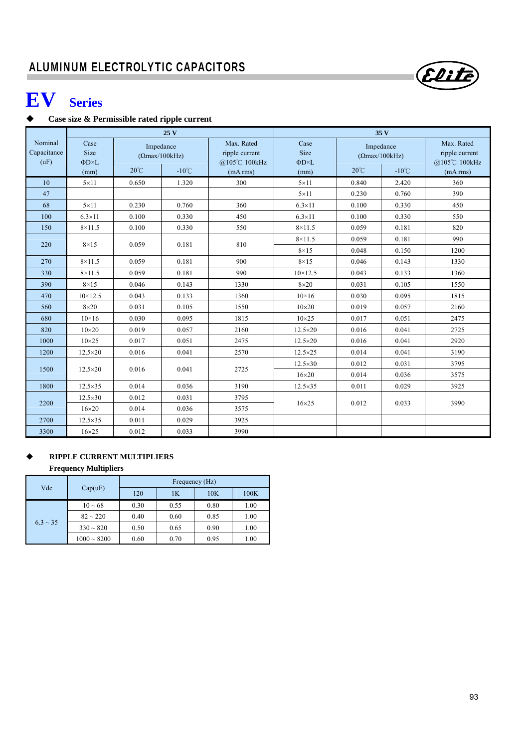## ALUMINUM ELECTROLYTIC CAPACITORS

# EV Series

◆ **Case size & Permissible rated ripple current**

| Nominal Capacitance (uF) | 25 V | | | | 35 V | | | |
|---|---|---|---|---|---|---|---|---|
| | Case Size ΦD×L (mm) | Impedance (Ωmax/100kHz) 20℃ | Impedance (Ωmax/100kHz) -10℃ | Max. Rated ripple current @105℃ 100kHz (mA rms) | Case Size ΦD×L (mm) | Impedance (Ωmax/100kHz) 20℃ | Impedance (Ωmax/100kHz) -10℃ | Max. Rated ripple current @105℃ 100kHz (mA rms) |
| 10 | 5×11 | 0.650 | 1.320 | 300 | 5×11 | 0.840 | 2.420 | 360 |
| 47 | | | | | 5×11 | 0.230 | 0.760 | 390 |
| 68 | 5×11 | 0.230 | 0.760 | 360 | 6.3×11 | 0.100 | 0.330 | 450 |
| 100 | 6.3×11 | 0.100 | 0.330 | 450 | 6.3×11 | 0.100 | 0.330 | 550 |
| 150 | 8×11.5 | 0.100 | 0.330 | 550 | 8×11.5 | 0.059 | 0.181 | 820 |
| 220 | 8×15 | 0.059 | 0.181 | 810 | 8×11.5 | 0.059 | 0.181 | 990 |
| | | | | | 8×15 | 0.048 | 0.150 | 1200 |
| 270 | 8×11.5 | 0.059 | 0.181 | 900 | 8×15 | 0.046 | 0.143 | 1330 |
| 330 | 8×11.5 | 0.059 | 0.181 | 990 | 10×12.5 | 0.043 | 0.133 | 1360 |
| 390 | 8×15 | 0.046 | 0.143 | 1330 | 8×20 | 0.031 | 0.105 | 1550 |
| 470 | 10×12.5 | 0.043 | 0.133 | 1360 | 10×16 | 0.030 | 0.095 | 1815 |
| 560 | 8×20 | 0.031 | 0.105 | 1550 | 10×20 | 0.019 | 0.057 | 2160 |
| 680 | 10×16 | 0.030 | 0.095 | 1815 | 10×25 | 0.017 | 0.051 | 2475 |
| 820 | 10×20 | 0.019 | 0.057 | 2160 | 12.5×20 | 0.016 | 0.041 | 2725 |
| 1000 | 10×25 | 0.017 | 0.051 | 2475 | 12.5×20 | 0.016 | 0.041 | 2920 |
| 1200 | 12.5×20 | 0.016 | 0.041 | 2570 | 12.5×25 | 0.014 | 0.041 | 3190 |
| 1500 | 12.5×20 | 0.016 | 0.041 | 2725 | 12.5×30 | 0.012 | 0.031 | 3795 |
| | | | | | 16×20 | 0.014 | 0.036 | 3575 |
| 1800 | 12.5×35 | 0.014 | 0.036 | 3190 | 12.5×35 | 0.011 | 0.029 | 3925 |
| 2200 | 12.5×30 | 0.012 | 0.031 | 3795 | 16×25 | 0.012 | 0.033 | 3990 |
| | 16×20 | 0.014 | 0.036 | 3575 | | | | |
| 2700 | 12.5×35 | 0.011 | 0.029 | 3925 | | | | |
| 3300 | 16×25 | 0.012 | 0.033 | 3990 | | | | |

◆ **RIPPLE CURRENT MULTIPLIERS**

**Frequency Multipliers**

| Vdc | Cap(uF) | Frequency (Hz) 120 | 1K | 10K | 100K |
|---|---|---|---|---|---|
| 6.3 ~ 35 | 10 ~ 68 | 0.30 | 0.55 | 0.80 | 1.00 |
| | 82 ~ 220 | 0.40 | 0.60 | 0.85 | 1.00 |
| | 330 ~ 820 | 0.50 | 0.65 | 0.90 | 1.00 |
| | 1000 ~ 8200 | 0.60 | 0.70 | 0.95 | 1.00 |